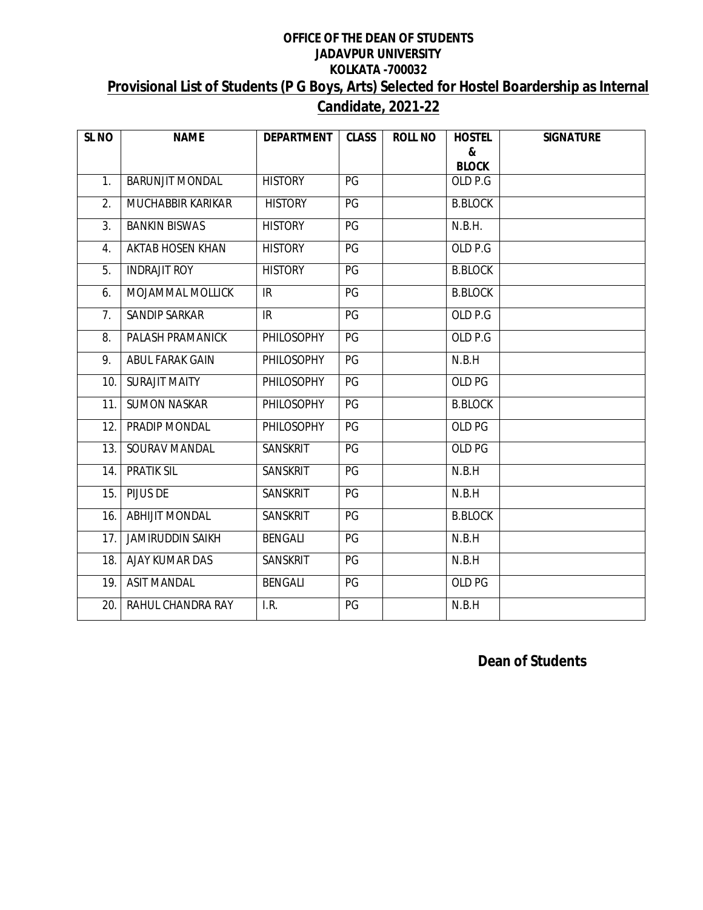**OFFICE OF THE DEAN OF STUDENTS**
**JADAVPUR UNIVERSITY**
**KOLKATA -700032**

## Provisional List of Students (P G Boys, Arts) Selected for Hostel Boardership as Internal Candidate, 2021-22

| SL NO | NAME | DEPARTMENT | CLASS | ROLL NO | HOSTEL & BLOCK | SIGNATURE |
|---|---|---|---|---|---|---|
| 1. | BARUNJIT MONDAL | HISTORY | PG | | OLD P.G | |
| 2. | MUCHABBIR KARIKAR | HISTORY | PG | | B.BLOCK | |
| 3. | BANKIN BISWAS | HISTORY | PG | | N.B.H. | |
| 4. | AKTAB HOSEN KHAN | HISTORY | PG | | OLD P.G | |
| 5. | INDRAJIT ROY | HISTORY | PG | | B.BLOCK | |
| 6. | MOJAMMAL MOLLICK | IR | PG | | B.BLOCK | |
| 7. | SANDIP SARKAR | IR | PG | | OLD P.G | |
| 8. | PALASH PRAMANICK | PHILOSOPHY | PG | | OLD P.G | |
| 9. | ABUL FARAK GAIN | PHILOSOPHY | PG | | N.B.H | |
| 10. | SURAJIT MAITY | PHILOSOPHY | PG | | OLD PG | |
| 11. | SUMON NASKAR | PHILOSOPHY | PG | | B.BLOCK | |
| 12. | PRADIP MONDAL | PHILOSOPHY | PG | | OLD PG | |
| 13. | SOURAV MANDAL | SANSKRIT | PG | | OLD PG | |
| 14. | PRATIK SIL | SANSKRIT | PG | | N.B.H | |
| 15. | PIJUS DE | SANSKRIT | PG | | N.B.H | |
| 16. | ABHIJIT MONDAL | SANSKRIT | PG | | B.BLOCK | |
| 17. | JAMIRUDDIN SAIKH | BENGALI | PG | | N.B.H | |
| 18. | AJAY KUMAR DAS | SANSKRIT | PG | | N.B.H | |
| 19. | ASIT MANDAL | BENGALI | PG | | OLD PG | |
| 20. | RAHUL CHANDRA RAY | I.R. | PG | | N.B.H | |

**Dean of Students**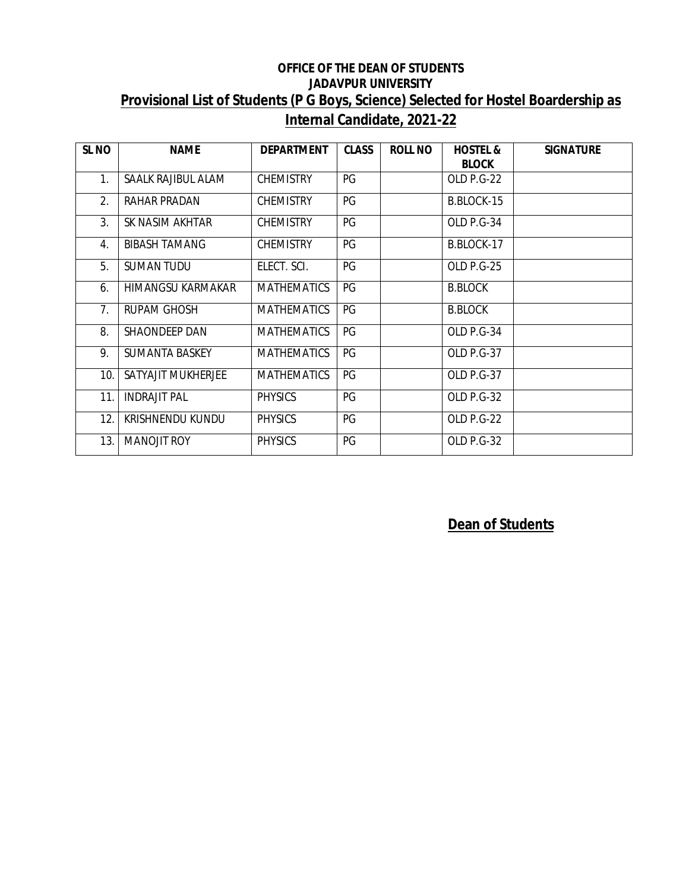**OFFICE OF THE DEAN OF STUDENTS**
**JADAVPUR UNIVERSITY**

## Provisional List of Students (P G Boys, Science) Selected for Hostel Boardership as Internal Candidate, 2021-22

| SL NO | NAME | DEPARTMENT | CLASS | ROLL NO | HOSTEL & BLOCK | SIGNATURE |
|---|---|---|---|---|---|---|
| 1. | SAALK RAJIBUL ALAM | CHEMISTRY | PG | | OLD P.G-22 | |
| 2. | RAHAR PRADAN | CHEMISTRY | PG | | B.BLOCK-15 | |
| 3. | SK NASIM AKHTAR | CHEMISTRY | PG | | OLD P.G-34 | |
| 4. | BIBASH TAMANG | CHEMISTRY | PG | | B.BLOCK-17 | |
| 5. | SUMAN TUDU | ELECT. SCI. | PG | | OLD P.G-25 | |
| 6. | HIMANGSU KARMAKAR | MATHEMATICS | PG | | B.BLOCK | |
| 7. | RUPAM GHOSH | MATHEMATICS | PG | | B.BLOCK | |
| 8. | SHAONDEEP DAN | MATHEMATICS | PG | | OLD P.G-34 | |
| 9. | SUMANTA BASKEY | MATHEMATICS | PG | | OLD P.G-37 | |
| 10. | SATYAJIT MUKHERJEE | MATHEMATICS | PG | | OLD P.G-37 | |
| 11. | INDRAJIT PAL | PHYSICS | PG | | OLD P.G-32 | |
| 12. | KRISHNENDU KUNDU | PHYSICS | PG | | OLD P.G-22 | |
| 13. | MANOJIT ROY | PHYSICS | PG | | OLD P.G-32 | |

**Dean of Students**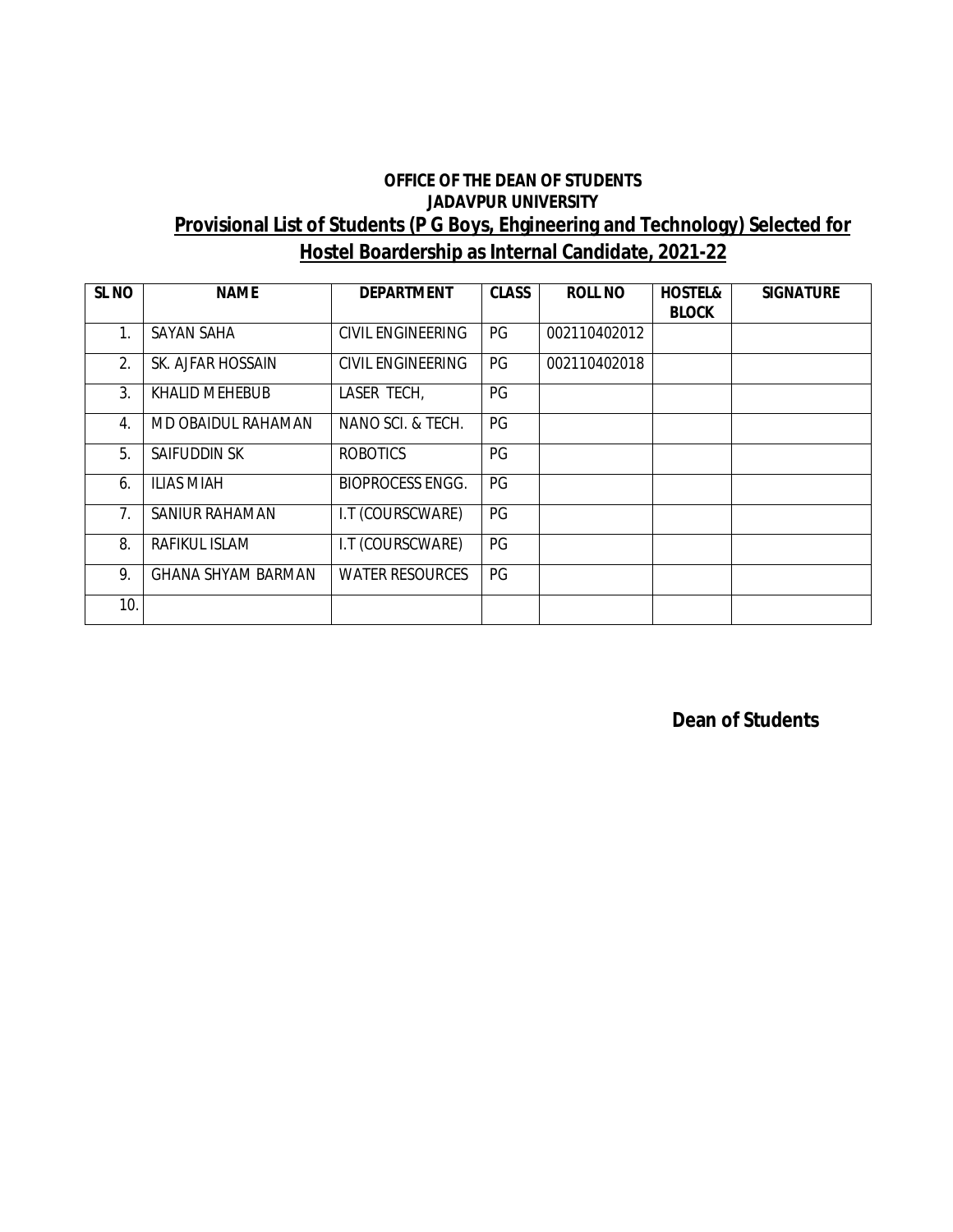**OFFICE OF THE DEAN OF STUDENTS**
**JADAVPUR UNIVERSITY**

## Provisional List of Students (P G Boys, Ehgineering and Technology) Selected for Hostel Boardership as Internal Candidate, 2021-22

| SL NO | NAME | DEPARTMENT | CLASS | ROLL NO | HOSTEL& BLOCK | SIGNATURE |
|---|---|---|---|---|---|---|
| 1. | SAYAN SAHA | CIVIL ENGINEERING | PG | 002110402012 | | |
| 2. | SK. AJFAR HOSSAIN | CIVIL ENGINEERING | PG | 002110402018 | | |
| 3. | KHALID MEHEBUB | LASER TECH, | PG | | | |
| 4. | MD OBAIDUL RAHAMAN | NANO SCI. & TECH. | PG | | | |
| 5. | SAIFUDDIN SK | ROBOTICS | PG | | | |
| 6. | ILIAS MIAH | BIOPROCESS ENGG. | PG | | | |
| 7. | SANIUR RAHAMAN | I.T (COURSCWARE) | PG | | | |
| 8. | RAFIKUL ISLAM | I.T (COURSCWARE) | PG | | | |
| 9. | GHANA SHYAM BARMAN | WATER RESOURCES | PG | | | |
| 10. | | | | | | |

**Dean of Students**